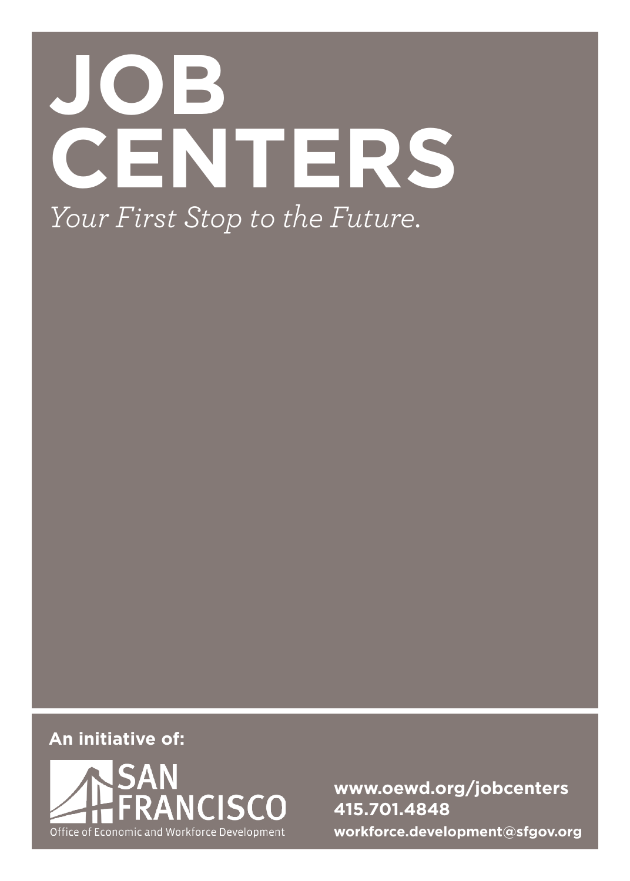# JOB CENTERS

*Your First Stop to the Future.*

**An initiative of:**

SAN FRANCISCO
Office of Economic and Workforce Development

**www.oewd.org/jobcenters**
**415.701.4848**
**workforce.development@sfgov.org**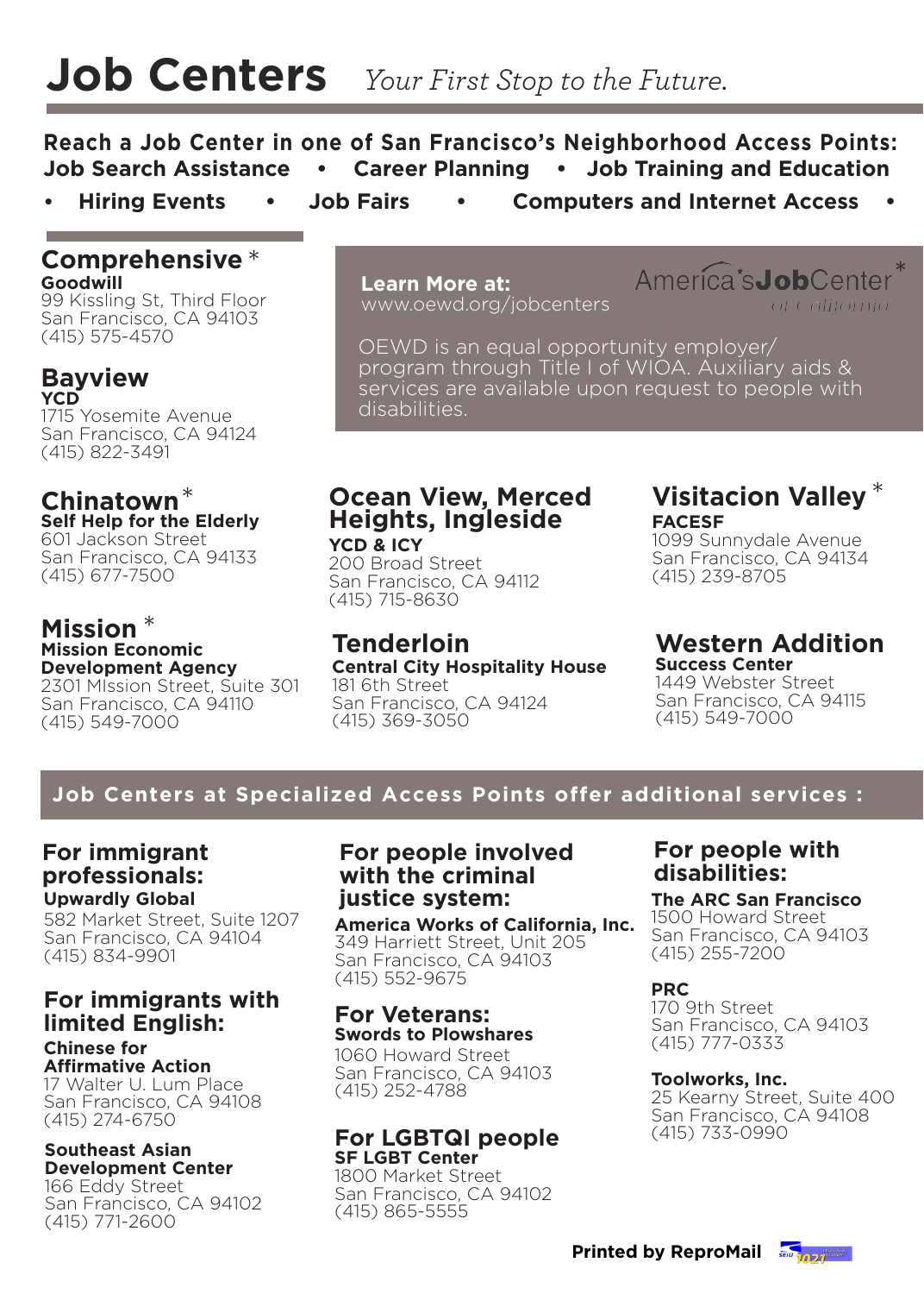# Job Centers *Your First Stop to the Future.*

**Reach a Job Center in one of San Francisco's Neighborhood Access Points:**
**Job Search Assistance • Career Planning • Job Training and Education • Hiring Events • Job Fairs • Computers and Internet Access •**

**Learn More at:**
www.oewd.org/jobcenters

America's**Job**Center* of California

OEWD is an equal opportunity employer/program through Title I of WIOA. Auxiliary aids & services are available upon request to people with disabilities.

## Comprehensive *

**Goodwill**
99 Kissling St, Third Floor
San Francisco, CA 94103
(415) 575-4570

## Bayview

**YCD**
1715 Yosemite Avenue
San Francisco, CA 94124
(415) 822-3491

## Chinatown *

**Self Help for the Elderly**
601 Jackson Street
San Francisco, CA 94133
(415) 677-7500

## Mission *

**Mission Economic Development Agency**
2301 MIssion Street, Suite 301
San Francisco, CA 94110
(415) 549-7000

## Ocean View, Merced Heights, Ingleside

**YCD & ICY**
200 Broad Street
San Francisco, CA 94112
(415) 715-8630

## Tenderloin

**Central City Hospitality House**
181 6th Street
San Francisco, CA 94124
(415) 369-3050

## Visitacion Valley *

**FACESF**
1099 Sunnydale Avenue
San Francisco, CA 94134
(415) 239-8705

## Western Addition

**Success Center**
1449 Webster Street
San Francisco, CA 94115
(415) 549-7000

## Job Centers at Specialized Access Points offer additional services :

### For immigrant professionals:

**Upwardly Global**
582 Market Street, Suite 1207
San Francisco, CA 94104
(415) 834-9901

### For immigrants with limited English:

**Chinese for Affirmative Action**
17 Walter U. Lum Place
San Francisco, CA 94108
(415) 274-6750

**Southeast Asian Development Center**
166 Eddy Street
San Francisco, CA 94102
(415) 771-2600

### For people involved with the criminal justice system:

**America Works of California, Inc.**
349 Harriett Street, Unit 205
San Francisco, CA 94103
(415) 552-9675

### For Veterans:

**Swords to Plowshares**
1060 Howard Street
San Francisco, CA 94103
(415) 252-4788

### For LGBTQI people

**SF LGBT Center**
1800 Market Street
San Francisco, CA 94102
(415) 865-5555

### For people with disabilities:

**The ARC San Francisco**
1500 Howard Street
San Francisco, CA 94103
(415) 255-7200

**PRC**
170 9th Street
San Francisco, CA 94103
(415) 777-0333

**Toolworks, Inc.**
25 Kearny Street, Suite 400
San Francisco, CA 94108
(415) 733-0990

**Printed by ReproMail**